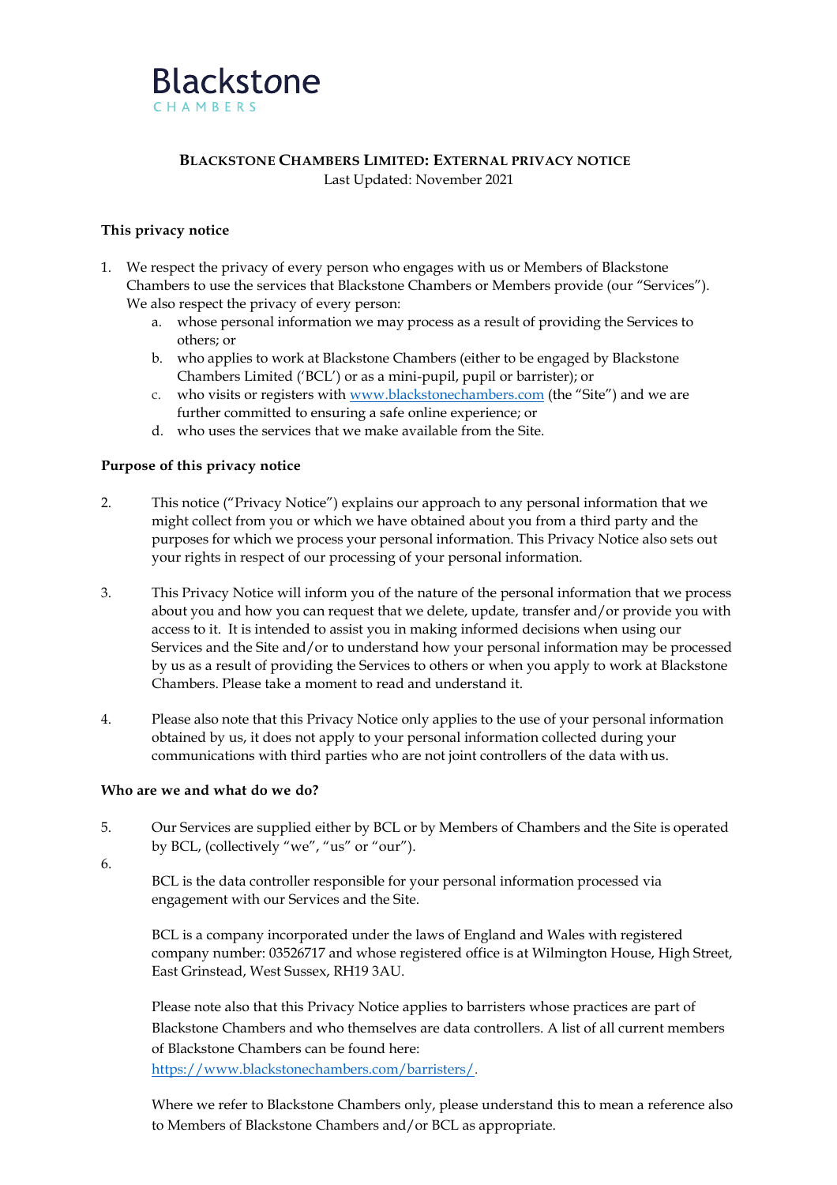Blackstone
CHAMBERS

# BLACKSTONE CHAMBERS LIMITED: EXTERNAL PRIVACY NOTICE

Last Updated: November 2021

## This privacy notice

1. We respect the privacy of every person who engages with us or Members of Blackstone Chambers to use the services that Blackstone Chambers or Members provide (our "Services"). We also respect the privacy of every person:
   a. whose personal information we may process as a result of providing the Services to others; or
   b. who applies to work at Blackstone Chambers (either to be engaged by Blackstone Chambers Limited ('BCL') or as a mini-pupil, pupil or barrister); or
   c. who visits or registers with [www.blackstonechambers.com](http://www.blackstonechambers.com) (the "Site") and we are further committed to ensuring a safe online experience; or
   d. who uses the services that we make available from the Site.

## Purpose of this privacy notice

2. This notice ("Privacy Notice") explains our approach to any personal information that we might collect from you or which we have obtained about you from a third party and the purposes for which we process your personal information. This Privacy Notice also sets out your rights in respect of our processing of your personal information.

3. This Privacy Notice will inform you of the nature of the personal information that we process about you and how you can request that we delete, update, transfer and/or provide you with access to it. It is intended to assist you in making informed decisions when using our Services and the Site and/or to understand how your personal information may be processed by us as a result of providing the Services to others or when you apply to work at Blackstone Chambers. Please take a moment to read and understand it.

4. Please also note that this Privacy Notice only applies to the use of your personal information obtained by us, it does not apply to your personal information collected during your communications with third parties who are not joint controllers of the data with us.

## Who are we and what do we do?

5. Our Services are supplied either by BCL or by Members of Chambers and the Site is operated by BCL, (collectively "we", "us" or "our").

6. BCL is the data controller responsible for your personal information processed via engagement with our Services and the Site.

   BCL is a company incorporated under the laws of England and Wales with registered company number: 03526717 and whose registered office is at Wilmington House, High Street, East Grinstead, West Sussex, RH19 3AU.

   Please note also that this Privacy Notice applies to barristers whose practices are part of Blackstone Chambers and who themselves are data controllers. A list of all current members of Blackstone Chambers can be found here: [https://www.blackstonechambers.com/barristers/](https://www.blackstonechambers.com/barristers/).

   Where we refer to Blackstone Chambers only, please understand this to mean a reference also to Members of Blackstone Chambers and/or BCL as appropriate.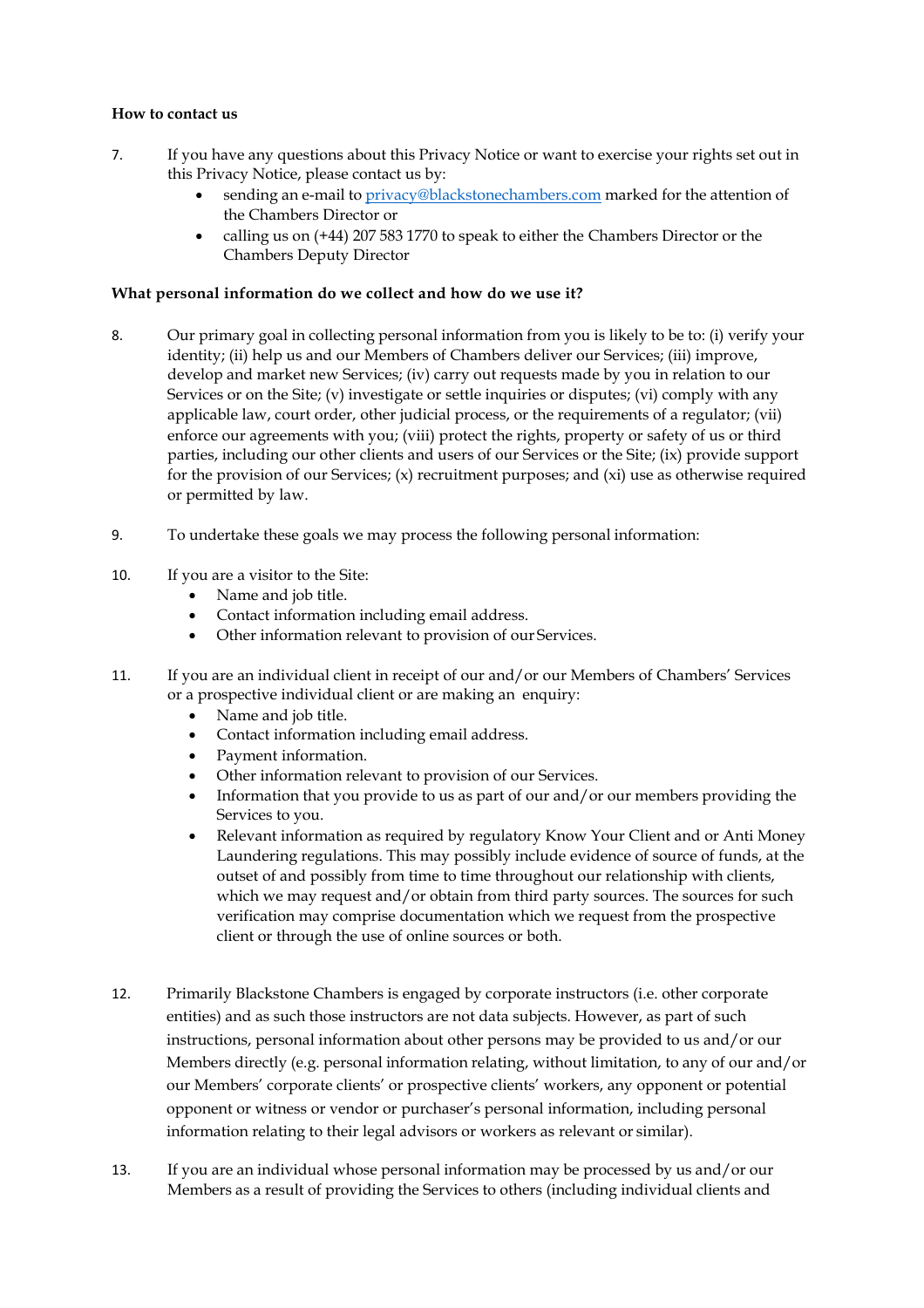**How to contact us**

7. If you have any questions about this Privacy Notice or want to exercise your rights set out in this Privacy Notice, please contact us by:
   - sending an e-mail to [privacy@blackstonechambers.com](mailto:privacy@blackstonechambers.com) marked for the attention of the Chambers Director or
   - calling us on (+44) 207 583 1770 to speak to either the Chambers Director or the Chambers Deputy Director

**What personal information do we collect and how do we use it?**

8. Our primary goal in collecting personal information from you is likely to be to: (i) verify your identity; (ii) help us and our Members of Chambers deliver our Services; (iii) improve, develop and market new Services; (iv) carry out requests made by you in relation to our Services or on the Site; (v) investigate or settle inquiries or disputes; (vi) comply with any applicable law, court order, other judicial process, or the requirements of a regulator; (vii) enforce our agreements with you; (viii) protect the rights, property or safety of us or third parties, including our other clients and users of our Services or the Site; (ix) provide support for the provision of our Services; (x) recruitment purposes; and (xi) use as otherwise required or permitted by law.

9. To undertake these goals we may process the following personal information:

10. If you are a visitor to the Site:
    - Name and job title.
    - Contact information including email address.
    - Other information relevant to provision of our Services.

11. If you are an individual client in receipt of our and/or our Members of Chambers' Services or a prospective individual client or are making an enquiry:
    - Name and job title.
    - Contact information including email address.
    - Payment information.
    - Other information relevant to provision of our Services.
    - Information that you provide to us as part of our and/or our members providing the Services to you.
    - Relevant information as required by regulatory Know Your Client and or Anti Money Laundering regulations. This may possibly include evidence of source of funds, at the outset of and possibly from time to time throughout our relationship with clients, which we may request and/or obtain from third party sources. The sources for such verification may comprise documentation which we request from the prospective client or through the use of online sources or both.

12. Primarily Blackstone Chambers is engaged by corporate instructors (i.e. other corporate entities) and as such those instructors are not data subjects. However, as part of such instructions, personal information about other persons may be provided to us and/or our Members directly (e.g. personal information relating, without limitation, to any of our and/or our Members' corporate clients' or prospective clients' workers, any opponent or potential opponent or witness or vendor or purchaser's personal information, including personal information relating to their legal advisors or workers as relevant or similar).

13. If you are an individual whose personal information may be processed by us and/or our Members as a result of providing the Services to others (including individual clients and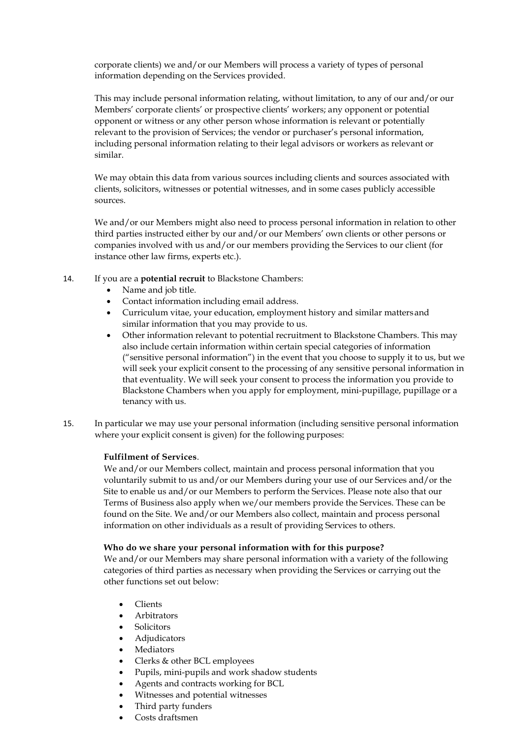corporate clients) we and/or our Members will process a variety of types of personal information depending on the Services provided.

This may include personal information relating, without limitation, to any of our and/or our Members' corporate clients' or prospective clients' workers; any opponent or potential opponent or witness or any other person whose information is relevant or potentially relevant to the provision of Services; the vendor or purchaser's personal information, including personal information relating to their legal advisors or workers as relevant or similar.

We may obtain this data from various sources including clients and sources associated with clients, solicitors, witnesses or potential witnesses, and in some cases publicly accessible sources.

We and/or our Members might also need to process personal information in relation to other third parties instructed either by our and/or our Members' own clients or other persons or companies involved with us and/or our members providing the Services to our client (for instance other law firms, experts etc.).

14. If you are a **potential recruit** to Blackstone Chambers:
    - Name and job title.
    - Contact information including email address.
    - Curriculum vitae, your education, employment history and similar matters and similar information that you may provide to us.
    - Other information relevant to potential recruitment to Blackstone Chambers. This may also include certain information within certain special categories of information ("sensitive personal information") in the event that you choose to supply it to us, but we will seek your explicit consent to the processing of any sensitive personal information in that eventuality. We will seek your consent to process the information you provide to Blackstone Chambers when you apply for employment, mini-pupillage, pupillage or a tenancy with us.

15. In particular we may use your personal information (including sensitive personal information where your explicit consent is given) for the following purposes:

**Fulfilment of Services**.
We and/or our Members collect, maintain and process personal information that you voluntarily submit to us and/or our Members during your use of our Services and/or the Site to enable us and/or our Members to perform the Services. Please note also that our Terms of Business also apply when we/our members provide the Services. These can be found on the Site. We and/or our Members also collect, maintain and process personal information on other individuals as a result of providing Services to others.

**Who do we share your personal information with for this purpose?**
We and/or our Members may share personal information with a variety of the following categories of third parties as necessary when providing the Services or carrying out the other functions set out below:

- Clients
- Arbitrators
- Solicitors
- Adjudicators
- Mediators
- Clerks & other BCL employees
- Pupils, mini-pupils and work shadow students
- Agents and contracts working for BCL
- Witnesses and potential witnesses
- Third party funders
- Costs draftsmen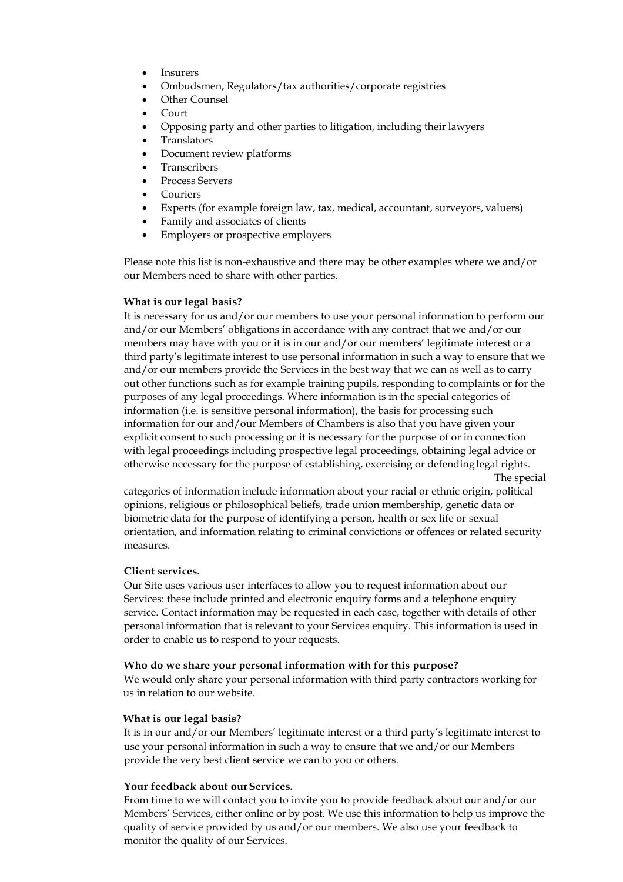- Insurers
- Ombudsmen, Regulators/tax authorities/corporate registries
- Other Counsel
- Court
- Opposing party and other parties to litigation, including their lawyers
- Translators
- Document review platforms
- Transcribers
- Process Servers
- Couriers
- Experts (for example foreign law, tax, medical, accountant, surveyors, valuers)
- Family and associates of clients
- Employers or prospective employers

Please note this list is non-exhaustive and there may be other examples where we and/or our Members need to share with other parties.

**What is our legal basis?**

It is necessary for us and/or our members to use your personal information to perform our and/or our Members' obligations in accordance with any contract that we and/or our members may have with you or it is in our and/or our members' legitimate interest or a third party's legitimate interest to use personal information in such a way to ensure that we and/or our members provide the Services in the best way that we can as well as to carry out other functions such as for example training pupils, responding to complaints or for the purposes of any legal proceedings. Where information is in the special categories of information (i.e. is sensitive personal information), the basis for processing such information for our and/our Members of Chambers is also that you have given your explicit consent to such processing or it is necessary for the purpose of or in connection with legal proceedings including prospective legal proceedings, obtaining legal advice or otherwise necessary for the purpose of establishing, exercising or defending legal rights. The special categories of information include information about your racial or ethnic origin, political opinions, religious or philosophical beliefs, trade union membership, genetic data or biometric data for the purpose of identifying a person, health or sex life or sexual orientation, and information relating to criminal convictions or offences or related security measures.

**Client services.**

Our Site uses various user interfaces to allow you to request information about our Services: these include printed and electronic enquiry forms and a telephone enquiry service. Contact information may be requested in each case, together with details of other personal information that is relevant to your Services enquiry. This information is used in order to enable us to respond to your requests.

**Who do we share your personal information with for this purpose?**

We would only share your personal information with third party contractors working for us in relation to our website.

**What is our legal basis?**

It is in our and/or our Members' legitimate interest or a third party's legitimate interest to use your personal information in such a way to ensure that we and/or our Members provide the very best client service we can to you or others.

**Your feedback about our Services.**

From time to we will contact you to invite you to provide feedback about our and/or our Members' Services, either online or by post. We use this information to help us improve the quality of service provided by us and/or our members. We also use your feedback to monitor the quality of our Services.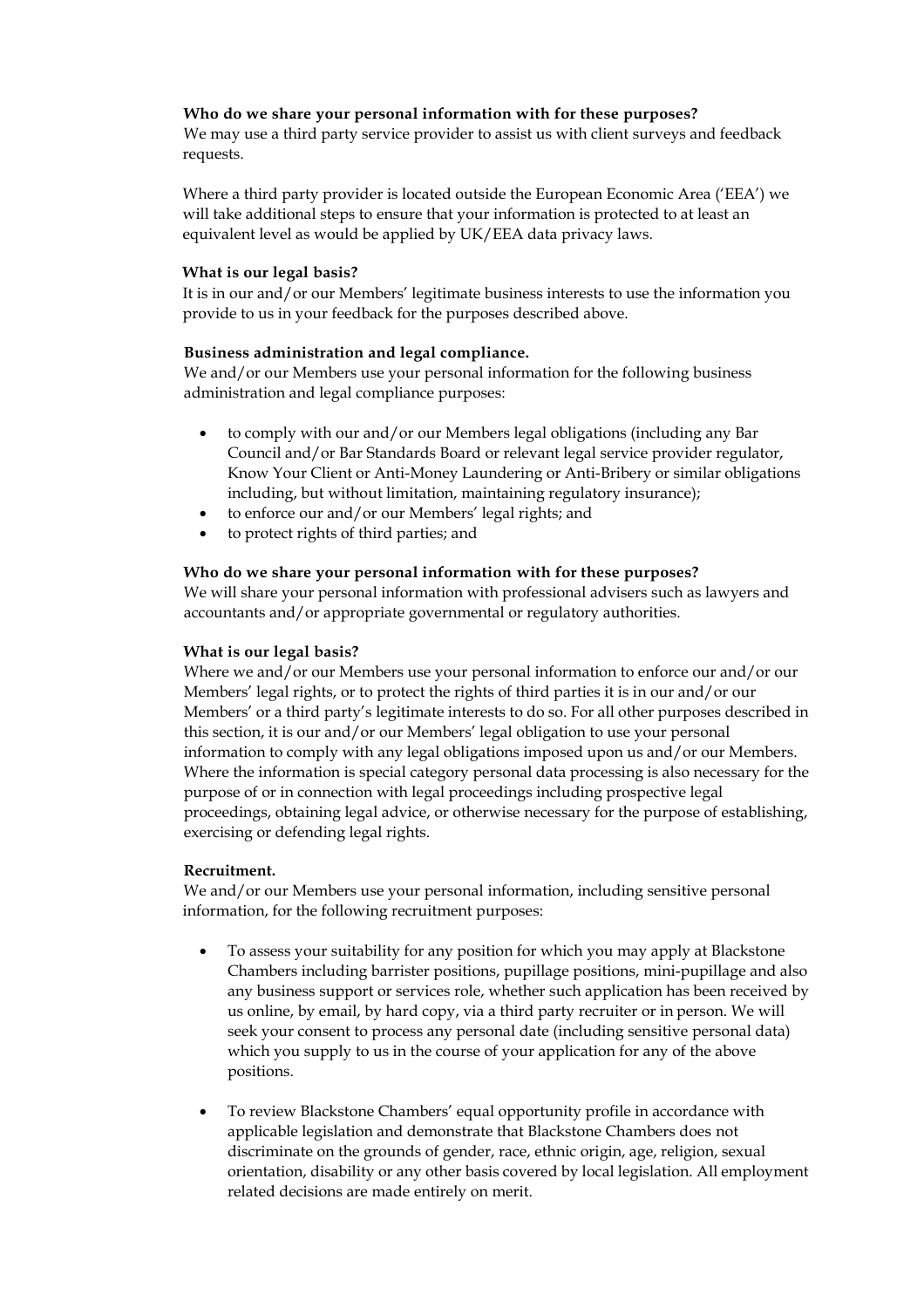**Who do we share your personal information with for these purposes?**
We may use a third party service provider to assist us with client surveys and feedback requests.

Where a third party provider is located outside the European Economic Area ('EEA') we will take additional steps to ensure that your information is protected to at least an equivalent level as would be applied by UK/EEA data privacy laws.

**What is our legal basis?**
It is in our and/or our Members' legitimate business interests to use the information you provide to us in your feedback for the purposes described above.

**Business administration and legal compliance.**
We and/or our Members use your personal information for the following business administration and legal compliance purposes:

- to comply with our and/or our Members legal obligations (including any Bar Council and/or Bar Standards Board or relevant legal service provider regulator, Know Your Client or Anti-Money Laundering or Anti-Bribery or similar obligations including, but without limitation, maintaining regulatory insurance);
- to enforce our and/or our Members' legal rights; and
- to protect rights of third parties; and

**Who do we share your personal information with for these purposes?**
We will share your personal information with professional advisers such as lawyers and accountants and/or appropriate governmental or regulatory authorities.

**What is our legal basis?**
Where we and/or our Members use your personal information to enforce our and/or our Members' legal rights, or to protect the rights of third parties it is in our and/or our Members' or a third party's legitimate interests to do so. For all other purposes described in this section, it is our and/or our Members' legal obligation to use your personal information to comply with any legal obligations imposed upon us and/or our Members. Where the information is special category personal data processing is also necessary for the purpose of or in connection with legal proceedings including prospective legal proceedings, obtaining legal advice, or otherwise necessary for the purpose of establishing, exercising or defending legal rights.

**Recruitment.**
We and/or our Members use your personal information, including sensitive personal information, for the following recruitment purposes:

- To assess your suitability for any position for which you may apply at Blackstone Chambers including barrister positions, pupillage positions, mini-pupillage and also any business support or services role, whether such application has been received by us online, by email, by hard copy, via a third party recruiter or in person. We will seek your consent to process any personal date (including sensitive personal data) which you supply to us in the course of your application for any of the above positions.

- To review Blackstone Chambers' equal opportunity profile in accordance with applicable legislation and demonstrate that Blackstone Chambers does not discriminate on the grounds of gender, race, ethnic origin, age, religion, sexual orientation, disability or any other basis covered by local legislation. All employment related decisions are made entirely on merit.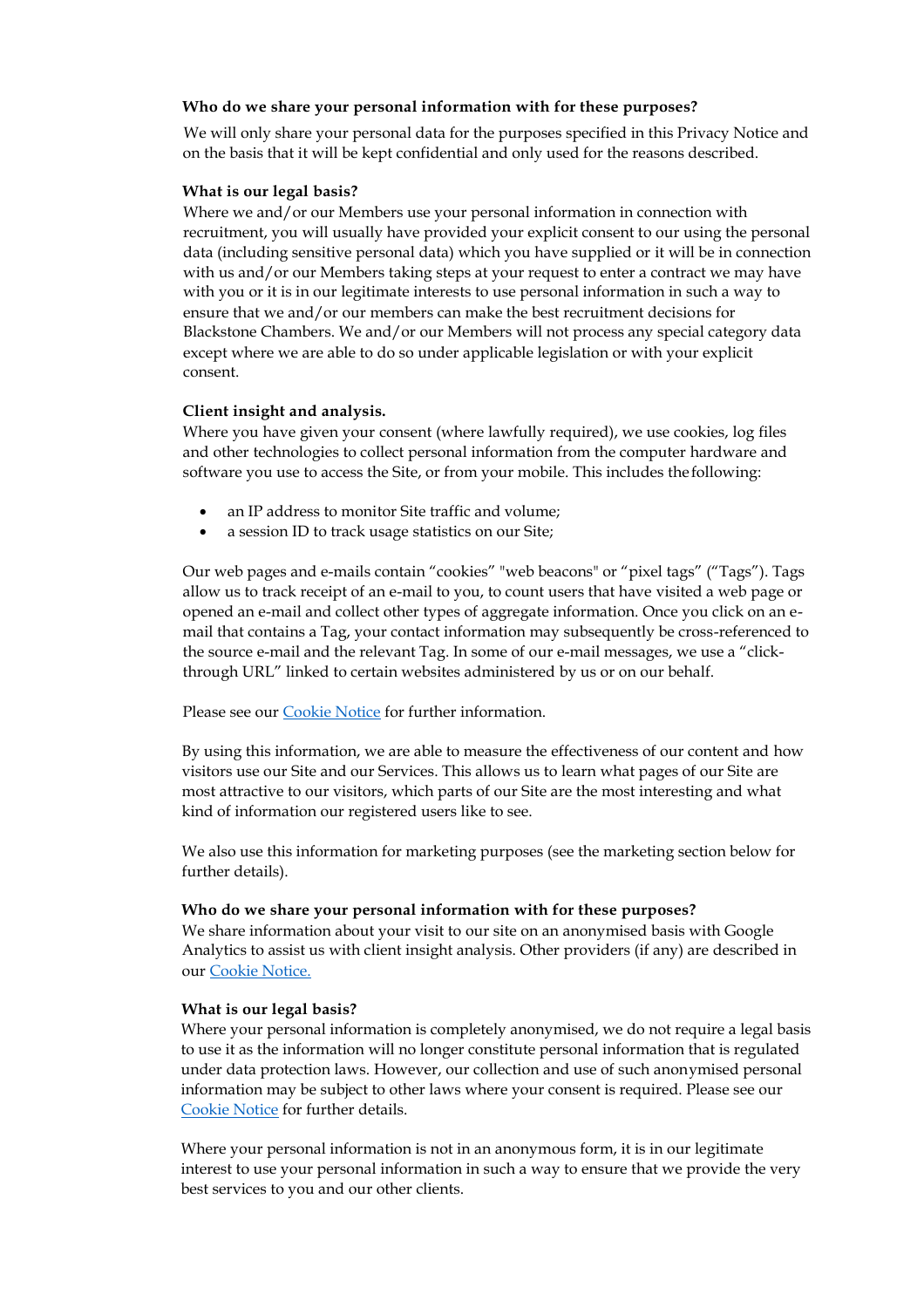**Who do we share your personal information with for these purposes?**

We will only share your personal data for the purposes specified in this Privacy Notice and on the basis that it will be kept confidential and only used for the reasons described.

**What is our legal basis?**

Where we and/or our Members use your personal information in connection with recruitment, you will usually have provided your explicit consent to our using the personal data (including sensitive personal data) which you have supplied or it will be in connection with us and/or our Members taking steps at your request to enter a contract we may have with you or it is in our legitimate interests to use personal information in such a way to ensure that we and/or our members can make the best recruitment decisions for Blackstone Chambers. We and/or our Members will not process any special category data except where we are able to do so under applicable legislation or with your explicit consent.

**Client insight and analysis.**

Where you have given your consent (where lawfully required), we use cookies, log files and other technologies to collect personal information from the computer hardware and software you use to access the Site, or from your mobile. This includes the following:

- an IP address to monitor Site traffic and volume;
- a session ID to track usage statistics on our Site;

Our web pages and e-mails contain "cookies" "web beacons" or "pixel tags" ("Tags"). Tags allow us to track receipt of an e-mail to you, to count users that have visited a web page or opened an e-mail and collect other types of aggregate information. Once you click on an e-mail that contains a Tag, your contact information may subsequently be cross-referenced to the source e-mail and the relevant Tag. In some of our e-mail messages, we use a "click-through URL" linked to certain websites administered by us or on our behalf.

Please see our Cookie Notice for further information.

By using this information, we are able to measure the effectiveness of our content and how visitors use our Site and our Services. This allows us to learn what pages of our Site are most attractive to our visitors, which parts of our Site are the most interesting and what kind of information our registered users like to see.

We also use this information for marketing purposes (see the marketing section below for further details).

**Who do we share your personal information with for these purposes?**

We share information about your visit to our site on an anonymised basis with Google Analytics to assist us with client insight analysis. Other providers (if any) are described in our Cookie Notice.

**What is our legal basis?**

Where your personal information is completely anonymised, we do not require a legal basis to use it as the information will no longer constitute personal information that is regulated under data protection laws. However, our collection and use of such anonymised personal information may be subject to other laws where your consent is required. Please see our Cookie Notice for further details.

Where your personal information is not in an anonymous form, it is in our legitimate interest to use your personal information in such a way to ensure that we provide the very best services to you and our other clients.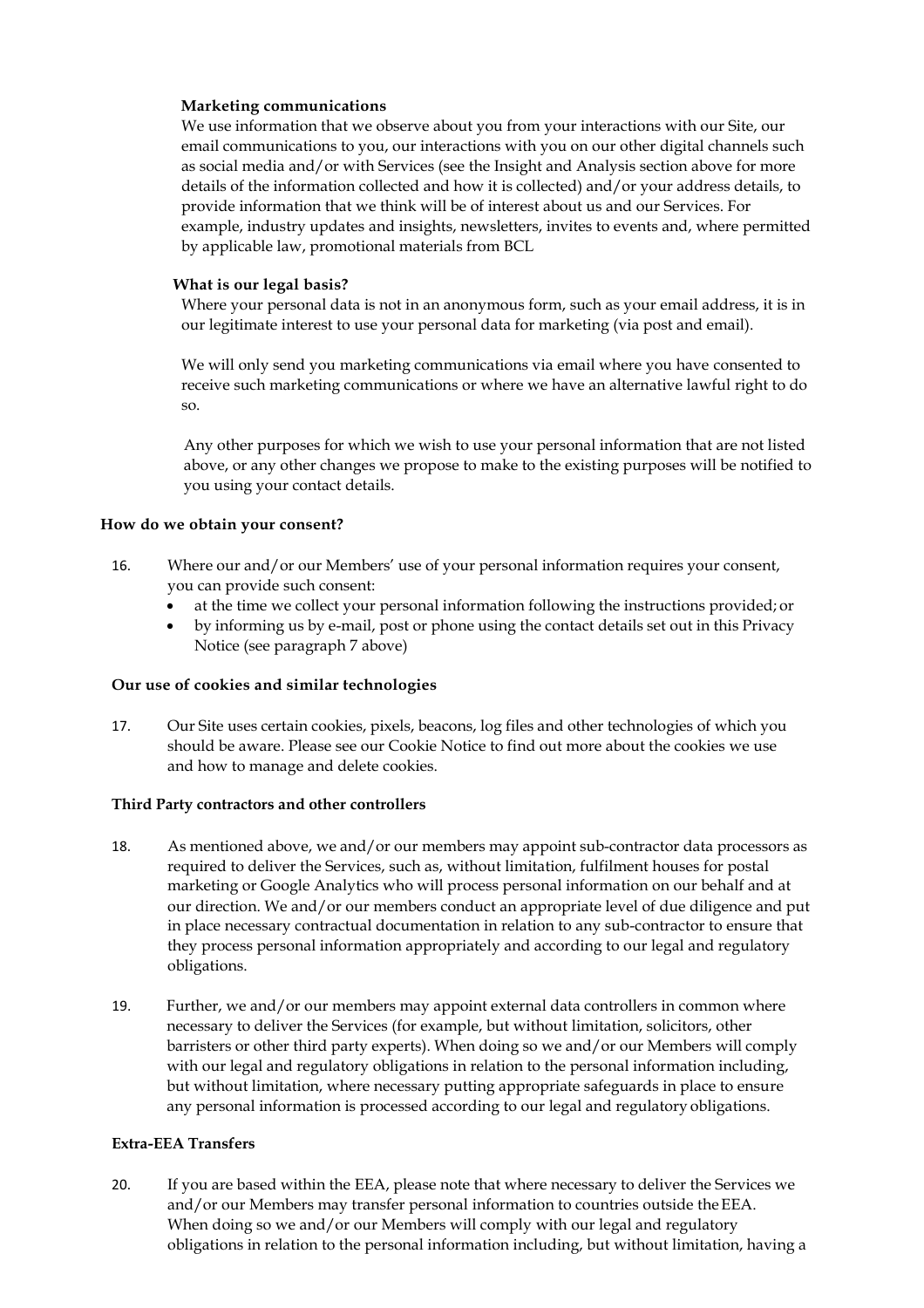**Marketing communications**

We use information that we observe about you from your interactions with our Site, our email communications to you, our interactions with you on our other digital channels such as social media and/or with Services (see the Insight and Analysis section above for more details of the information collected and how it is collected) and/or your address details, to provide information that we think will be of interest about us and our Services. For example, industry updates and insights, newsletters, invites to events and, where permitted by applicable law, promotional materials from BCL

**What is our legal basis?**

Where your personal data is not in an anonymous form, such as your email address, it is in our legitimate interest to use your personal data for marketing (via post and email).

We will only send you marketing communications via email where you have consented to receive such marketing communications or where we have an alternative lawful right to do so.

Any other purposes for which we wish to use your personal information that are not listed above, or any other changes we propose to make to the existing purposes will be notified to you using your contact details.

**How do we obtain your consent?**

16. Where our and/or our Members' use of your personal information requires your consent, you can provide such consent:
    - at the time we collect your personal information following the instructions provided; or
    - by informing us by e-mail, post or phone using the contact details set out in this Privacy Notice (see paragraph 7 above)

**Our use of cookies and similar technologies**

17. Our Site uses certain cookies, pixels, beacons, log files and other technologies of which you should be aware. Please see our Cookie Notice to find out more about the cookies we use and how to manage and delete cookies.

**Third Party contractors and other controllers**

18. As mentioned above, we and/or our members may appoint sub-contractor data processors as required to deliver the Services, such as, without limitation, fulfilment houses for postal marketing or Google Analytics who will process personal information on our behalf and at our direction. We and/or our members conduct an appropriate level of due diligence and put in place necessary contractual documentation in relation to any sub-contractor to ensure that they process personal information appropriately and according to our legal and regulatory obligations.

19. Further, we and/or our members may appoint external data controllers in common where necessary to deliver the Services (for example, but without limitation, solicitors, other barristers or other third party experts). When doing so we and/or our Members will comply with our legal and regulatory obligations in relation to the personal information including, but without limitation, where necessary putting appropriate safeguards in place to ensure any personal information is processed according to our legal and regulatory obligations.

**Extra-EEA Transfers**

20. If you are based within the EEA, please note that where necessary to deliver the Services we and/or our Members may transfer personal information to countries outside the EEA. When doing so we and/or our Members will comply with our legal and regulatory obligations in relation to the personal information including, but without limitation, having a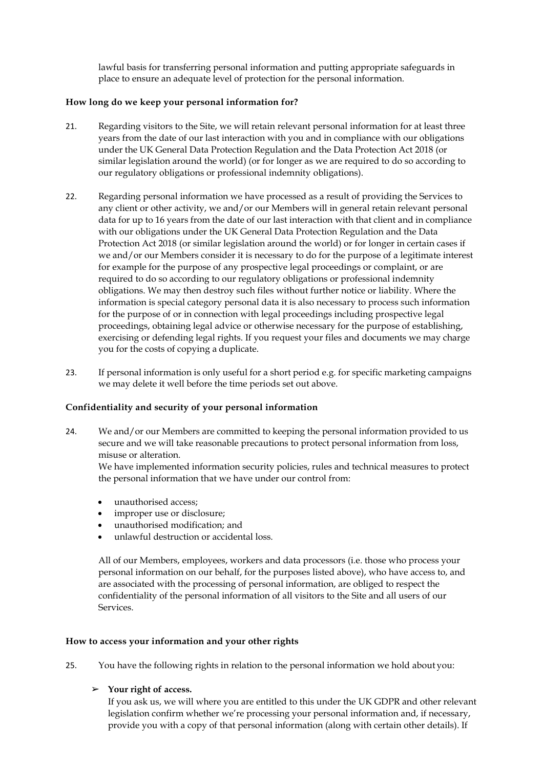lawful basis for transferring personal information and putting appropriate safeguards in place to ensure an adequate level of protection for the personal information.

**How long do we keep your personal information for?**

21. Regarding visitors to the Site, we will retain relevant personal information for at least three years from the date of our last interaction with you and in compliance with our obligations under the UK General Data Protection Regulation and the Data Protection Act 2018 (or similar legislation around the world) (or for longer as we are required to do so according to our regulatory obligations or professional indemnity obligations).

22. Regarding personal information we have processed as a result of providing the Services to any client or other activity, we and/or our Members will in general retain relevant personal data for up to 16 years from the date of our last interaction with that client and in compliance with our obligations under the UK General Data Protection Regulation and the Data Protection Act 2018 (or similar legislation around the world) or for longer in certain cases if we and/or our Members consider it is necessary to do for the purpose of a legitimate interest for example for the purpose of any prospective legal proceedings or complaint, or are required to do so according to our regulatory obligations or professional indemnity obligations. We may then destroy such files without further notice or liability. Where the information is special category personal data it is also necessary to process such information for the purpose of or in connection with legal proceedings including prospective legal proceedings, obtaining legal advice or otherwise necessary for the purpose of establishing, exercising or defending legal rights. If you request your files and documents we may charge you for the costs of copying a duplicate.

23. If personal information is only useful for a short period e.g. for specific marketing campaigns we may delete it well before the time periods set out above.

**Confidentiality and security of your personal information**

24. We and/or our Members are committed to keeping the personal information provided to us secure and we will take reasonable precautions to protect personal information from loss, misuse or alteration.

    We have implemented information security policies, rules and technical measures to protect the personal information that we have under our control from:

    - unauthorised access;
    - improper use or disclosure;
    - unauthorised modification; and
    - unlawful destruction or accidental loss.

    All of our Members, employees, workers and data processors (i.e. those who process your personal information on our behalf, for the purposes listed above), who have access to, and are associated with the processing of personal information, are obliged to respect the confidentiality of the personal information of all visitors to the Site and all users of our Services.

**How to access your information and your other rights**

25. You have the following rights in relation to the personal information we hold about you:

    ➢ **Your right of access.**
    If you ask us, we will where you are entitled to this under the UK GDPR and other relevant legislation confirm whether we're processing your personal information and, if necessary, provide you with a copy of that personal information (along with certain other details). If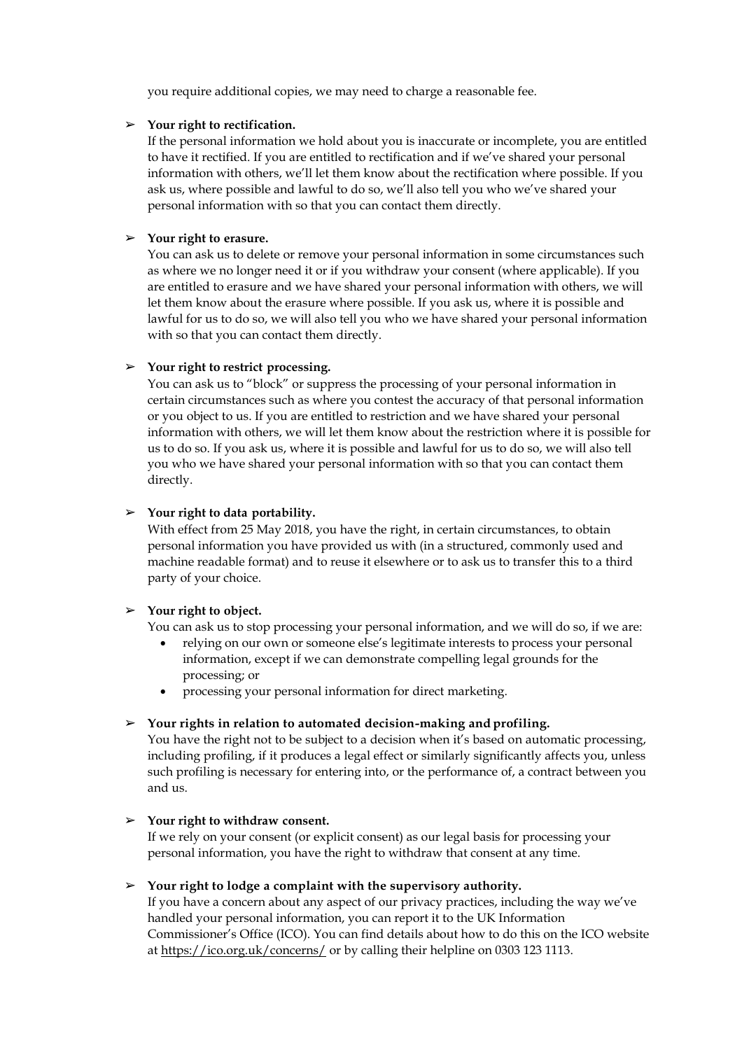you require additional copies, we may need to charge a reasonable fee.

- **Your right to rectification.**
  If the personal information we hold about you is inaccurate or incomplete, you are entitled to have it rectified. If you are entitled to rectification and if we've shared your personal information with others, we'll let them know about the rectification where possible. If you ask us, where possible and lawful to do so, we'll also tell you who we've shared your personal information with so that you can contact them directly.

- **Your right to erasure.**
  You can ask us to delete or remove your personal information in some circumstances such as where we no longer need it or if you withdraw your consent (where applicable). If you are entitled to erasure and we have shared your personal information with others, we will let them know about the erasure where possible. If you ask us, where it is possible and lawful for us to do so, we will also tell you who we have shared your personal information with so that you can contact them directly.

- **Your right to restrict processing.**
  You can ask us to "block" or suppress the processing of your personal information in certain circumstances such as where you contest the accuracy of that personal information or you object to us. If you are entitled to restriction and we have shared your personal information with others, we will let them know about the restriction where it is possible for us to do so. If you ask us, where it is possible and lawful for us to do so, we will also tell you who we have shared your personal information with so that you can contact them directly.

- **Your right to data portability.**
  With effect from 25 May 2018, you have the right, in certain circumstances, to obtain personal information you have provided us with (in a structured, commonly used and machine readable format) and to reuse it elsewhere or to ask us to transfer this to a third party of your choice.

- **Your right to object.**
  You can ask us to stop processing your personal information, and we will do so, if we are:
  - relying on our own or someone else's legitimate interests to process your personal information, except if we can demonstrate compelling legal grounds for the processing; or
  - processing your personal information for direct marketing.

- **Your rights in relation to automated decision-making and profiling.**
  You have the right not to be subject to a decision when it's based on automatic processing, including profiling, if it produces a legal effect or similarly significantly affects you, unless such profiling is necessary for entering into, or the performance of, a contract between you and us.

- **Your right to withdraw consent.**
  If we rely on your consent (or explicit consent) as our legal basis for processing your personal information, you have the right to withdraw that consent at any time.

- **Your right to lodge a complaint with the supervisory authority.**
  If you have a concern about any aspect of our privacy practices, including the way we've handled your personal information, you can report it to the UK Information Commissioner's Office (ICO). You can find details about how to do this on the ICO website at https://ico.org.uk/concerns/ or by calling their helpline on 0303 123 1113.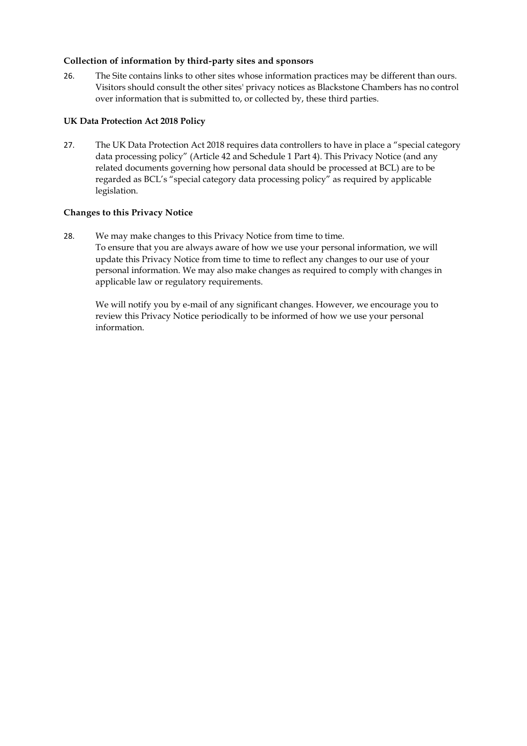**Collection of information by third-party sites and sponsors**

26. The Site contains links to other sites whose information practices may be different than ours. Visitors should consult the other sites' privacy notices as Blackstone Chambers has no control over information that is submitted to, or collected by, these third parties.

**UK Data Protection Act 2018 Policy**

27. The UK Data Protection Act 2018 requires data controllers to have in place a "special category data processing policy" (Article 42 and Schedule 1 Part 4). This Privacy Notice (and any related documents governing how personal data should be processed at BCL) are to be regarded as BCL's "special category data processing policy" as required by applicable legislation.

**Changes to this Privacy Notice**

28. We may make changes to this Privacy Notice from time to time.
To ensure that you are always aware of how we use your personal information, we will update this Privacy Notice from time to time to reflect any changes to our use of your personal information. We may also make changes as required to comply with changes in applicable law or regulatory requirements.

We will notify you by e-mail of any significant changes. However, we encourage you to review this Privacy Notice periodically to be informed of how we use your personal information.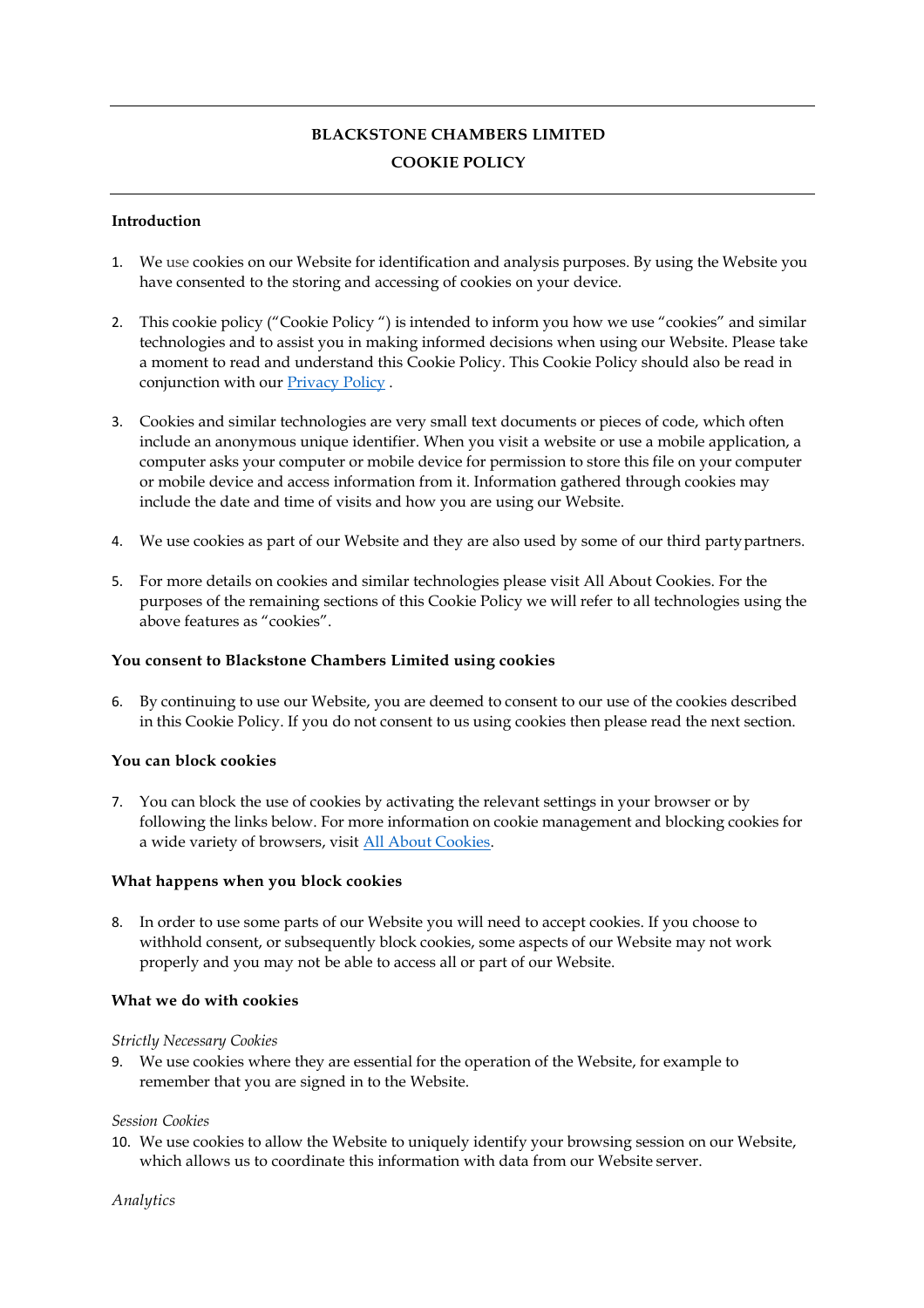# BLACKSTONE CHAMBERS LIMITED

# COOKIE POLICY

**Introduction**

1. We use cookies on our Website for identification and analysis purposes. By using the Website you have consented to the storing and accessing of cookies on your device.

2. This cookie policy ("Cookie Policy ") is intended to inform you how we use "cookies" and similar technologies and to assist you in making informed decisions when using our Website. Please take a moment to read and understand this Cookie Policy. This Cookie Policy should also be read in conjunction with our [Privacy Policy](#) .

3. Cookies and similar technologies are very small text documents or pieces of code, which often include an anonymous unique identifier. When you visit a website or use a mobile application, a computer asks your computer or mobile device for permission to store this file on your computer or mobile device and access information from it. Information gathered through cookies may include the date and time of visits and how you are using our Website.

4. We use cookies as part of our Website and they are also used by some of our third party partners.

5. For more details on cookies and similar technologies please visit All About Cookies. For the purposes of the remaining sections of this Cookie Policy we will refer to all technologies using the above features as "cookies".

**You consent to Blackstone Chambers Limited using cookies**

6. By continuing to use our Website, you are deemed to consent to our use of the cookies described in this Cookie Policy. If you do not consent to us using cookies then please read the next section.

**You can block cookies**

7. You can block the use of cookies by activating the relevant settings in your browser or by following the links below. For more information on cookie management and blocking cookies for a wide variety of browsers, visit [All About Cookies](#).

**What happens when you block cookies**

8. In order to use some parts of our Website you will need to accept cookies. If you choose to withhold consent, or subsequently block cookies, some aspects of our Website may not work properly and you may not be able to access all or part of our Website.

**What we do with cookies**

*Strictly Necessary Cookies*

9. We use cookies where they are essential for the operation of the Website, for example to remember that you are signed in to the Website.

*Session Cookies*

10. We use cookies to allow the Website to uniquely identify your browsing session on our Website, which allows us to coordinate this information with data from our Website server.

*Analytics*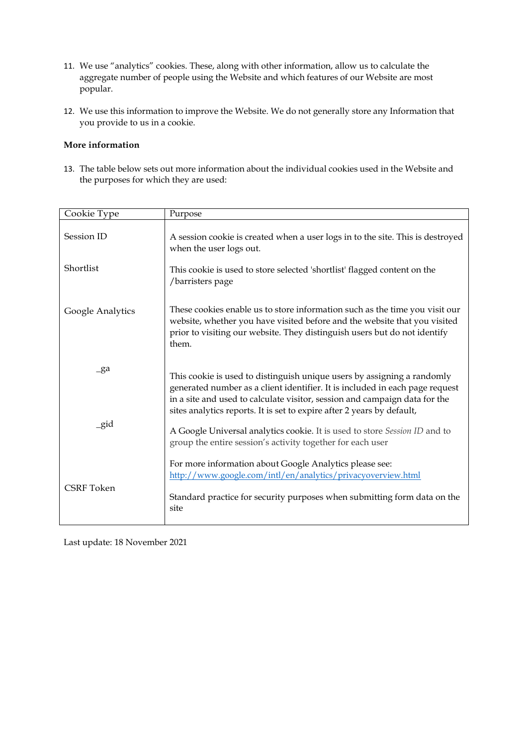11. We use "analytics" cookies. These, along with other information, allow us to calculate the aggregate number of people using the Website and which features of our Website are most popular.

12. We use this information to improve the Website. We do not generally store any Information that you provide to us in a cookie.

**More information**

13. The table below sets out more information about the individual cookies used in the Website and the purposes for which they are used:

| Cookie Type | Purpose |
|---|---|
| Session ID | A session cookie is created when a user logs in to the site. This is destroyed when the user logs out. |
| Shortlist | This cookie is used to store selected 'shortlist' flagged content on the /barristers page |
| Google Analytics | These cookies enable us to store information such as the time you visit our website, whether you have visited before and the website that you visited prior to visiting our website. They distinguish users but do not identify them. |
| _ga | This cookie is used to distinguish unique users by assigning a randomly generated number as a client identifier. It is included in each page request in a site and used to calculate visitor, session and campaign data for the sites analytics reports. It is set to expire after 2 years by default, |
| _gid | A Google Universal analytics cookie. It is used to store *Session ID* and to group the entire session's activity together for each user<br><br>For more information about Google Analytics please see: [http://www.google.com/intl/en/analytics/privacyoverview.html](http://www.google.com/intl/en/analytics/privacyoverview.html) |
| CSRF Token | Standard practice for security purposes when submitting form data on the site |

Last update: 18 November 2021